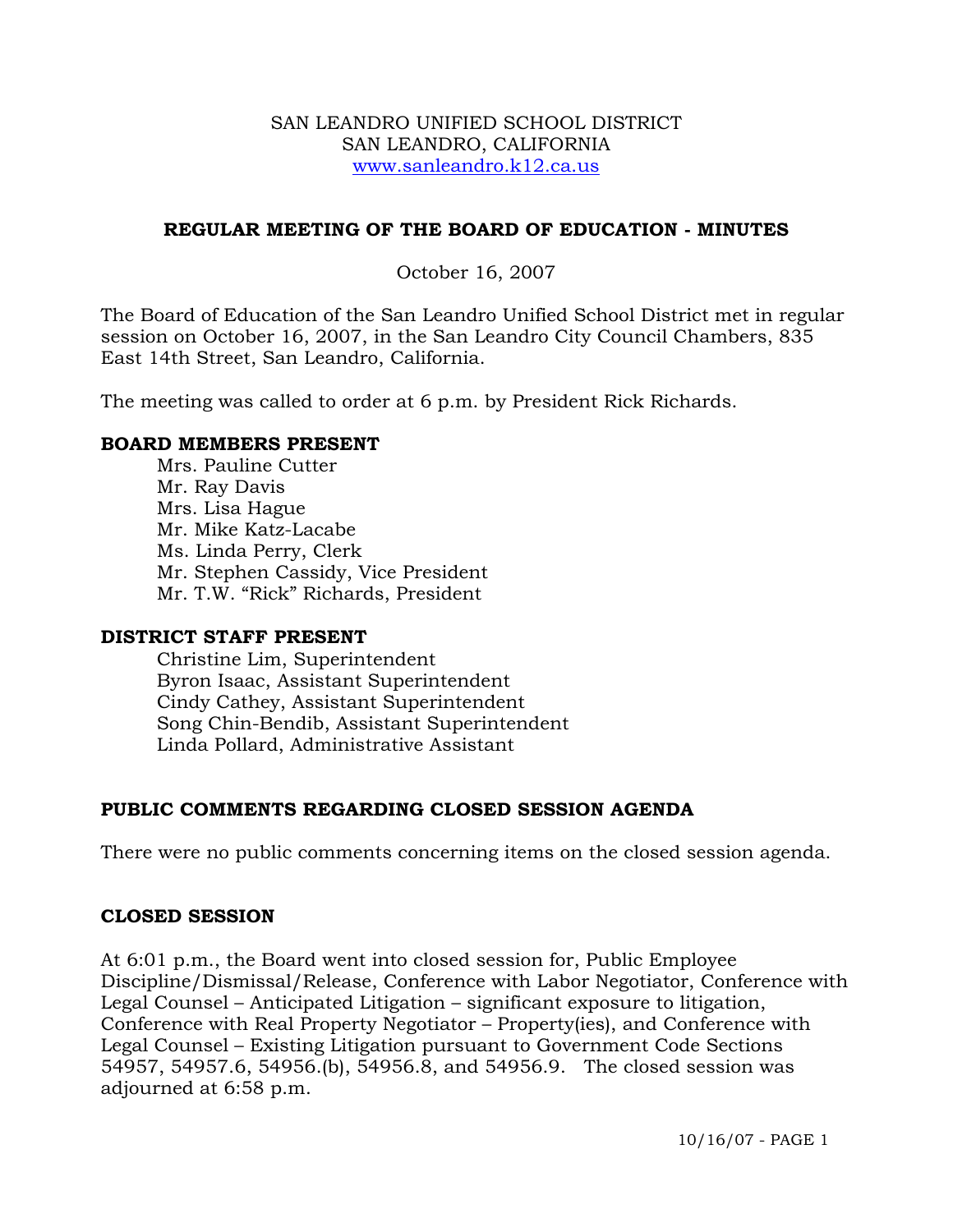SAN LEANDRO UNIFIED SCHOOL DISTRICT
SAN LEANDRO, CALIFORNIA
www.sanleandro.k12.ca.us

## REGULAR MEETING OF THE BOARD OF EDUCATION - MINUTES

October 16, 2007

The Board of Education of the San Leandro Unified School District met in regular session on October 16, 2007, in the San Leandro City Council Chambers, 835 East 14th Street, San Leandro, California.

The meeting was called to order at 6 p.m. by President Rick Richards.

### BOARD MEMBERS PRESENT

Mrs. Pauline Cutter
Mr. Ray Davis
Mrs. Lisa Hague
Mr. Mike Katz-Lacabe
Ms. Linda Perry, Clerk
Mr. Stephen Cassidy, Vice President
Mr. T.W. "Rick" Richards, President

### DISTRICT STAFF PRESENT

Christine Lim, Superintendent
Byron Isaac, Assistant Superintendent
Cindy Cathey, Assistant Superintendent
Song Chin-Bendib, Assistant Superintendent
Linda Pollard, Administrative Assistant

### PUBLIC COMMENTS REGARDING CLOSED SESSION AGENDA

There were no public comments concerning items on the closed session agenda.

### CLOSED SESSION

At 6:01 p.m., the Board went into closed session for, Public Employee Discipline/Dismissal/Release, Conference with Labor Negotiator, Conference with Legal Counsel – Anticipated Litigation – significant exposure to litigation, Conference with Real Property Negotiator – Property(ies), and Conference with Legal Counsel – Existing Litigation pursuant to Government Code Sections 54957, 54957.6, 54956.(b), 54956.8, and 54956.9. The closed session was adjourned at 6:58 p.m.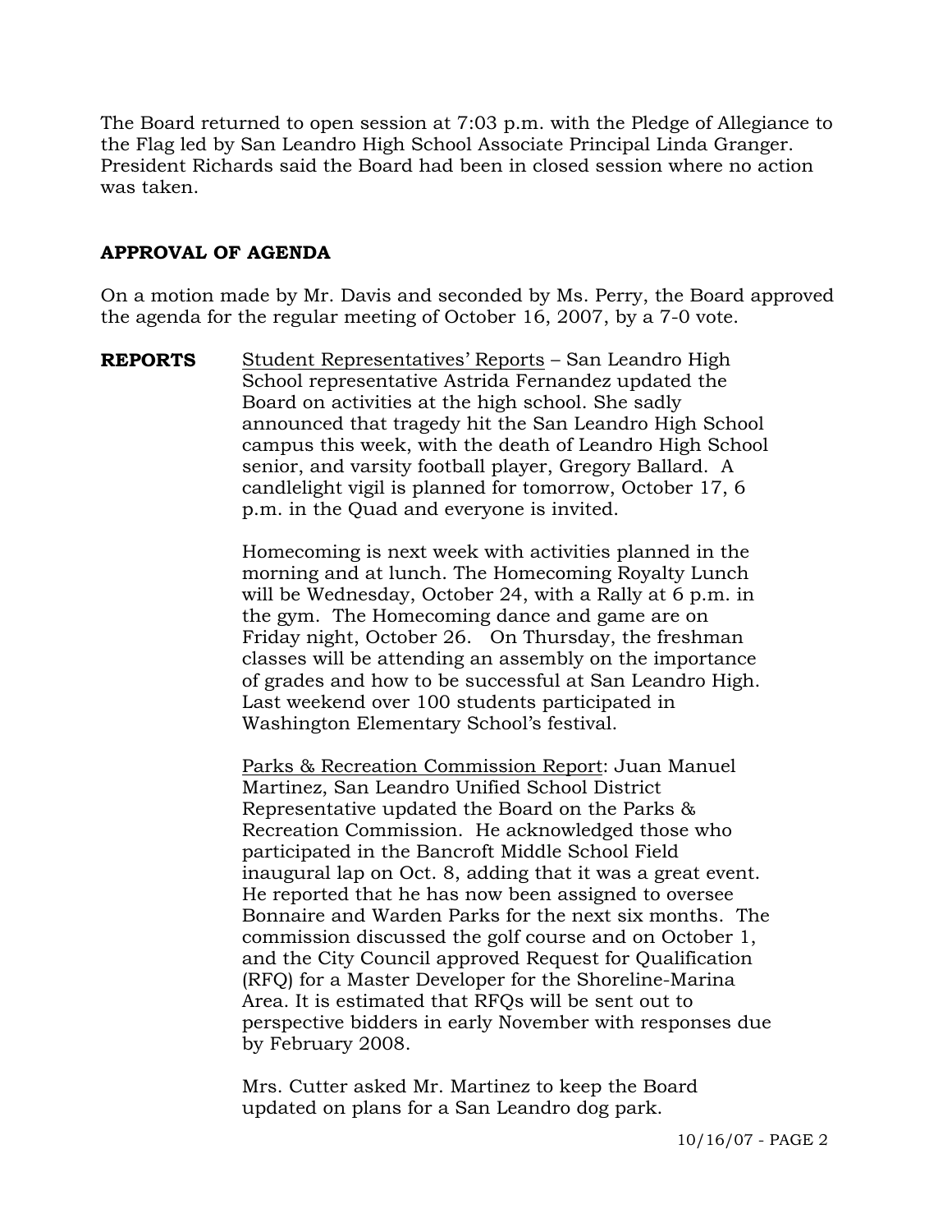The Board returned to open session at 7:03 p.m. with the Pledge of Allegiance to the Flag led by San Leandro High School Associate Principal Linda Granger. President Richards said the Board had been in closed session where no action was taken.

## APPROVAL OF AGENDA

On a motion made by Mr. Davis and seconded by Ms. Perry, the Board approved the agenda for the regular meeting of October 16, 2007, by a 7-0 vote.

**REPORTS**

Student Representatives' Reports – San Leandro High School representative Astrida Fernandez updated the Board on activities at the high school. She sadly announced that tragedy hit the San Leandro High School campus this week, with the death of Leandro High School senior, and varsity football player, Gregory Ballard. A candlelight vigil is planned for tomorrow, October 17, 6 p.m. in the Quad and everyone is invited.

Homecoming is next week with activities planned in the morning and at lunch. The Homecoming Royalty Lunch will be Wednesday, October 24, with a Rally at 6 p.m. in the gym. The Homecoming dance and game are on Friday night, October 26. On Thursday, the freshman classes will be attending an assembly on the importance of grades and how to be successful at San Leandro High. Last weekend over 100 students participated in Washington Elementary School's festival.

Parks & Recreation Commission Report: Juan Manuel Martinez, San Leandro Unified School District Representative updated the Board on the Parks & Recreation Commission. He acknowledged those who participated in the Bancroft Middle School Field inaugural lap on Oct. 8, adding that it was a great event. He reported that he has now been assigned to oversee Bonnaire and Warden Parks for the next six months. The commission discussed the golf course and on October 1, and the City Council approved Request for Qualification (RFQ) for a Master Developer for the Shoreline-Marina Area. It is estimated that RFQs will be sent out to perspective bidders in early November with responses due by February 2008.

Mrs. Cutter asked Mr. Martinez to keep the Board updated on plans for a San Leandro dog park.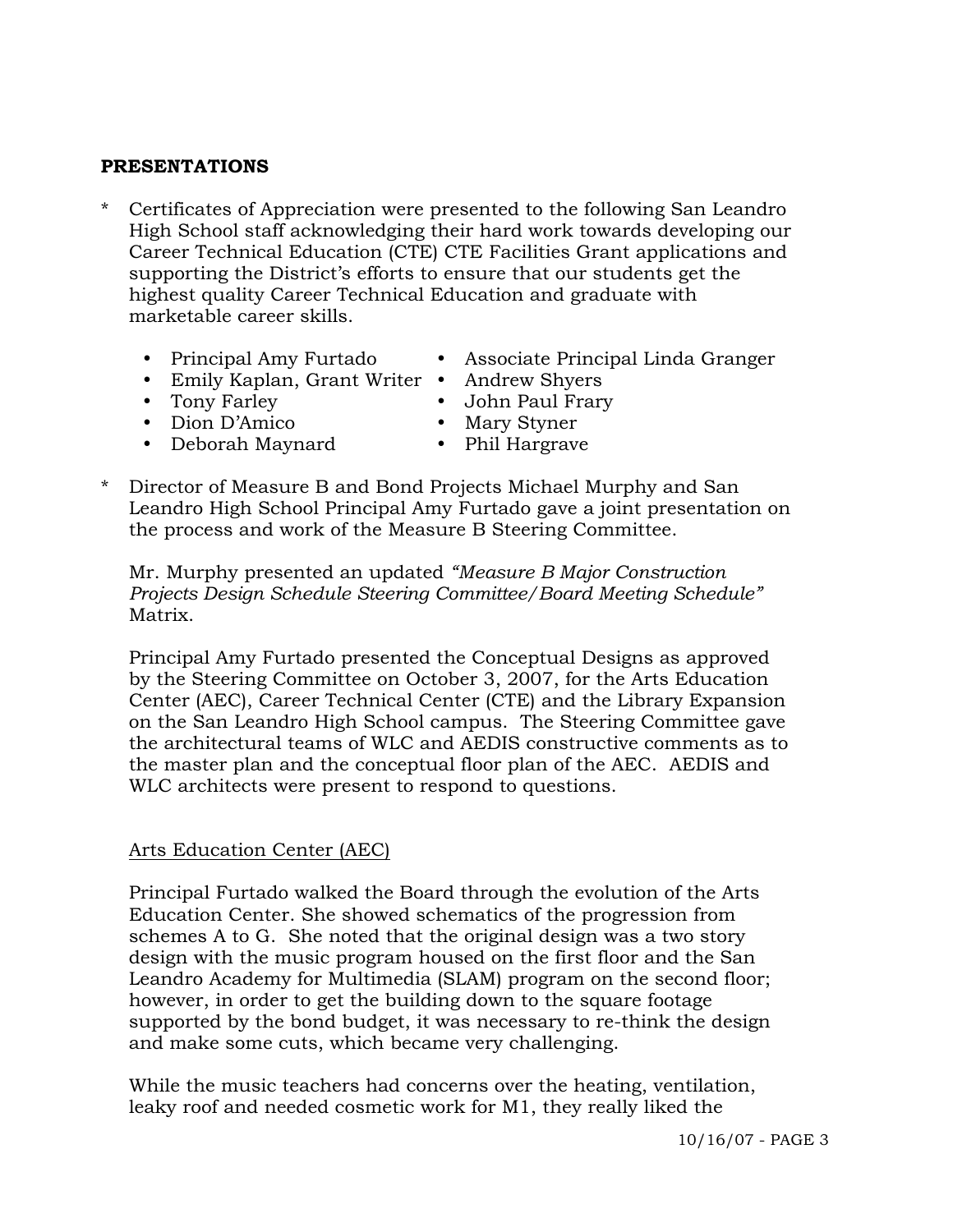**PRESENTATIONS**

* Certificates of Appreciation were presented to the following San Leandro High School staff acknowledging their hard work towards developing our Career Technical Education (CTE) CTE Facilities Grant applications and supporting the District's efforts to ensure that our students get the highest quality Career Technical Education and graduate with marketable career skills.

  - Principal Amy Furtado
  - Associate Principal Linda Granger
  - Emily Kaplan, Grant Writer
  - Andrew Shyers
  - Tony Farley
  - John Paul Frary
  - Dion D'Amico
  - Mary Styner
  - Deborah Maynard
  - Phil Hargrave

* Director of Measure B and Bond Projects Michael Murphy and San Leandro High School Principal Amy Furtado gave a joint presentation on the process and work of the Measure B Steering Committee.

  Mr. Murphy presented an updated *"Measure B Major Construction Projects Design Schedule Steering Committee/Board Meeting Schedule"* Matrix.

  Principal Amy Furtado presented the Conceptual Designs as approved by the Steering Committee on October 3, 2007, for the Arts Education Center (AEC), Career Technical Center (CTE) and the Library Expansion on the San Leandro High School campus. The Steering Committee gave the architectural teams of WLC and AEDIS constructive comments as to the master plan and the conceptual floor plan of the AEC. AEDIS and WLC architects were present to respond to questions.

  Arts Education Center (AEC)

  Principal Furtado walked the Board through the evolution of the Arts Education Center. She showed schematics of the progression from schemes A to G. She noted that the original design was a two story design with the music program housed on the first floor and the San Leandro Academy for Multimedia (SLAM) program on the second floor; however, in order to get the building down to the square footage supported by the bond budget, it was necessary to re-think the design and make some cuts, which became very challenging.

  While the music teachers had concerns over the heating, ventilation, leaky roof and needed cosmetic work for M1, they really liked the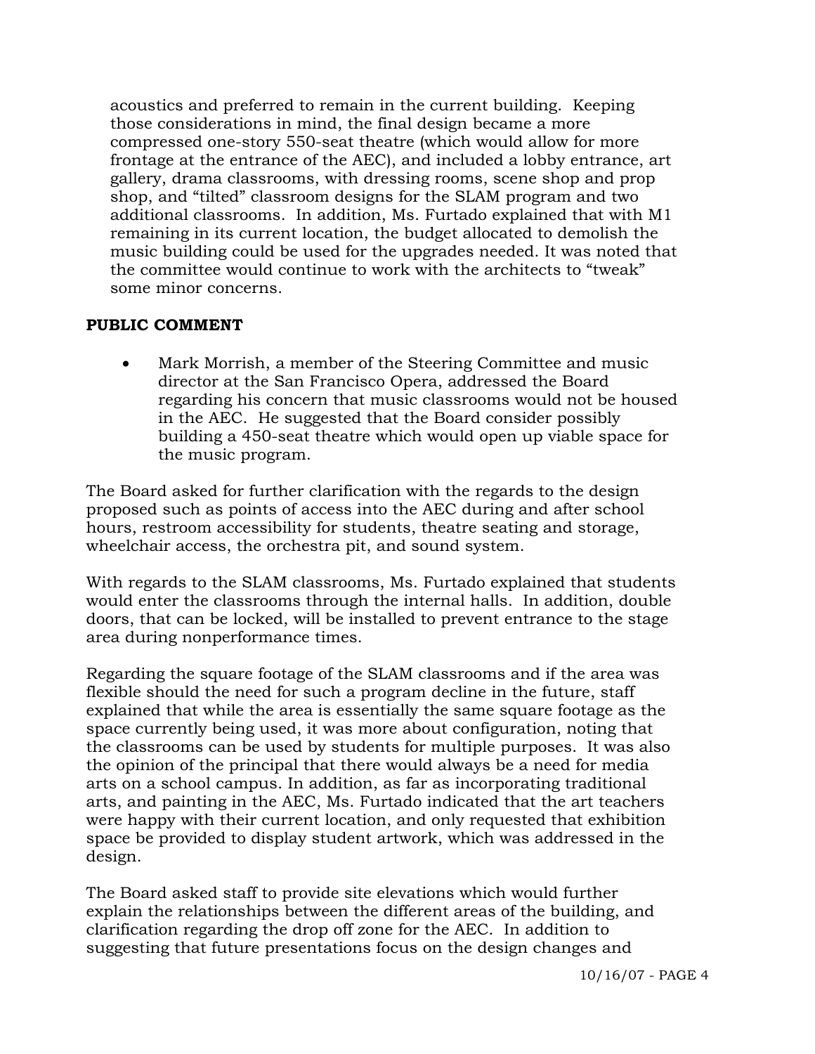acoustics and preferred to remain in the current building. Keeping those considerations in mind, the final design became a more compressed one-story 550-seat theatre (which would allow for more frontage at the entrance of the AEC), and included a lobby entrance, art gallery, drama classrooms, with dressing rooms, scene shop and prop shop, and "tilted" classroom designs for the SLAM program and two additional classrooms. In addition, Ms. Furtado explained that with M1 remaining in its current location, the budget allocated to demolish the music building could be used for the upgrades needed. It was noted that the committee would continue to work with the architects to "tweak" some minor concerns.

**PUBLIC COMMENT**

- Mark Morrish, a member of the Steering Committee and music director at the San Francisco Opera, addressed the Board regarding his concern that music classrooms would not be housed in the AEC. He suggested that the Board consider possibly building a 450-seat theatre which would open up viable space for the music program.

The Board asked for further clarification with the regards to the design proposed such as points of access into the AEC during and after school hours, restroom accessibility for students, theatre seating and storage, wheelchair access, the orchestra pit, and sound system.

With regards to the SLAM classrooms, Ms. Furtado explained that students would enter the classrooms through the internal halls. In addition, double doors, that can be locked, will be installed to prevent entrance to the stage area during nonperformance times.

Regarding the square footage of the SLAM classrooms and if the area was flexible should the need for such a program decline in the future, staff explained that while the area is essentially the same square footage as the space currently being used, it was more about configuration, noting that the classrooms can be used by students for multiple purposes. It was also the opinion of the principal that there would always be a need for media arts on a school campus. In addition, as far as incorporating traditional arts, and painting in the AEC, Ms. Furtado indicated that the art teachers were happy with their current location, and only requested that exhibition space be provided to display student artwork, which was addressed in the design.

The Board asked staff to provide site elevations which would further explain the relationships between the different areas of the building, and clarification regarding the drop off zone for the AEC. In addition to suggesting that future presentations focus on the design changes and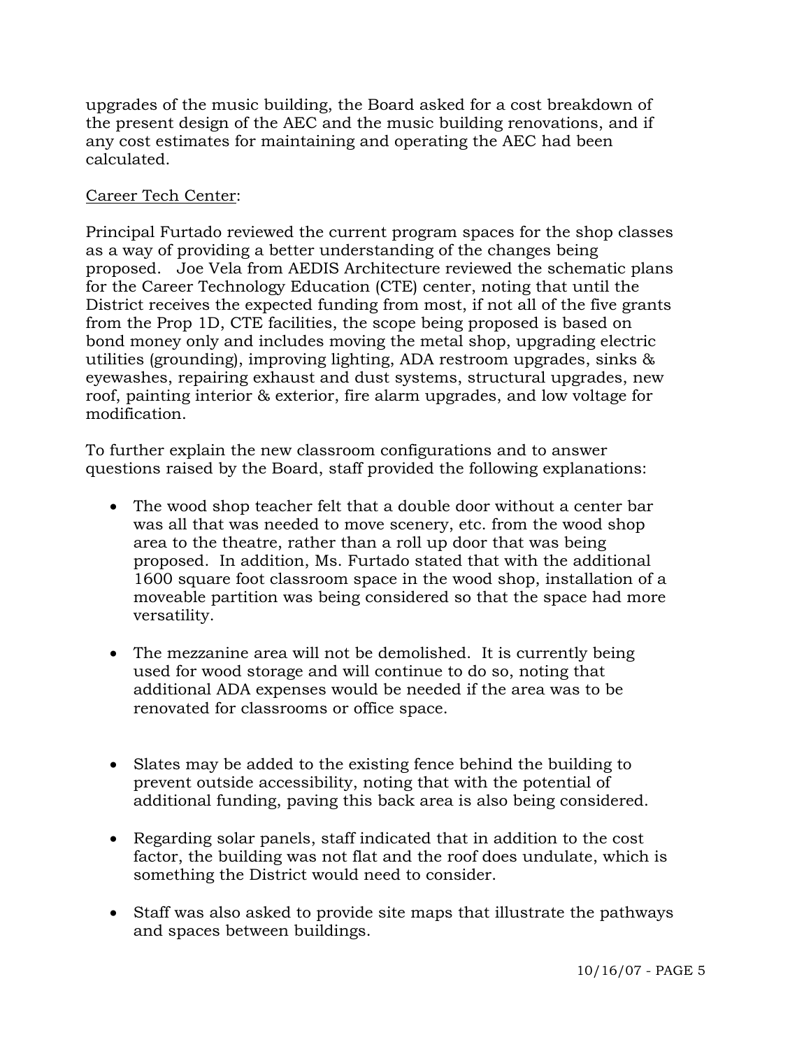upgrades of the music building, the Board asked for a cost breakdown of the present design of the AEC and the music building renovations, and if any cost estimates for maintaining and operating the AEC had been calculated.

Career Tech Center:

Principal Furtado reviewed the current program spaces for the shop classes as a way of providing a better understanding of the changes being proposed. Joe Vela from AEDIS Architecture reviewed the schematic plans for the Career Technology Education (CTE) center, noting that until the District receives the expected funding from most, if not all of the five grants from the Prop 1D, CTE facilities, the scope being proposed is based on bond money only and includes moving the metal shop, upgrading electric utilities (grounding), improving lighting, ADA restroom upgrades, sinks & eyewashes, repairing exhaust and dust systems, structural upgrades, new roof, painting interior & exterior, fire alarm upgrades, and low voltage for modification.

To further explain the new classroom configurations and to answer questions raised by the Board, staff provided the following explanations:

- The wood shop teacher felt that a double door without a center bar was all that was needed to move scenery, etc. from the wood shop area to the theatre, rather than a roll up door that was being proposed. In addition, Ms. Furtado stated that with the additional 1600 square foot classroom space in the wood shop, installation of a moveable partition was being considered so that the space had more versatility.

- The mezzanine area will not be demolished. It is currently being used for wood storage and will continue to do so, noting that additional ADA expenses would be needed if the area was to be renovated for classrooms or office space.

- Slates may be added to the existing fence behind the building to prevent outside accessibility, noting that with the potential of additional funding, paving this back area is also being considered.

- Regarding solar panels, staff indicated that in addition to the cost factor, the building was not flat and the roof does undulate, which is something the District would need to consider.

- Staff was also asked to provide site maps that illustrate the pathways and spaces between buildings.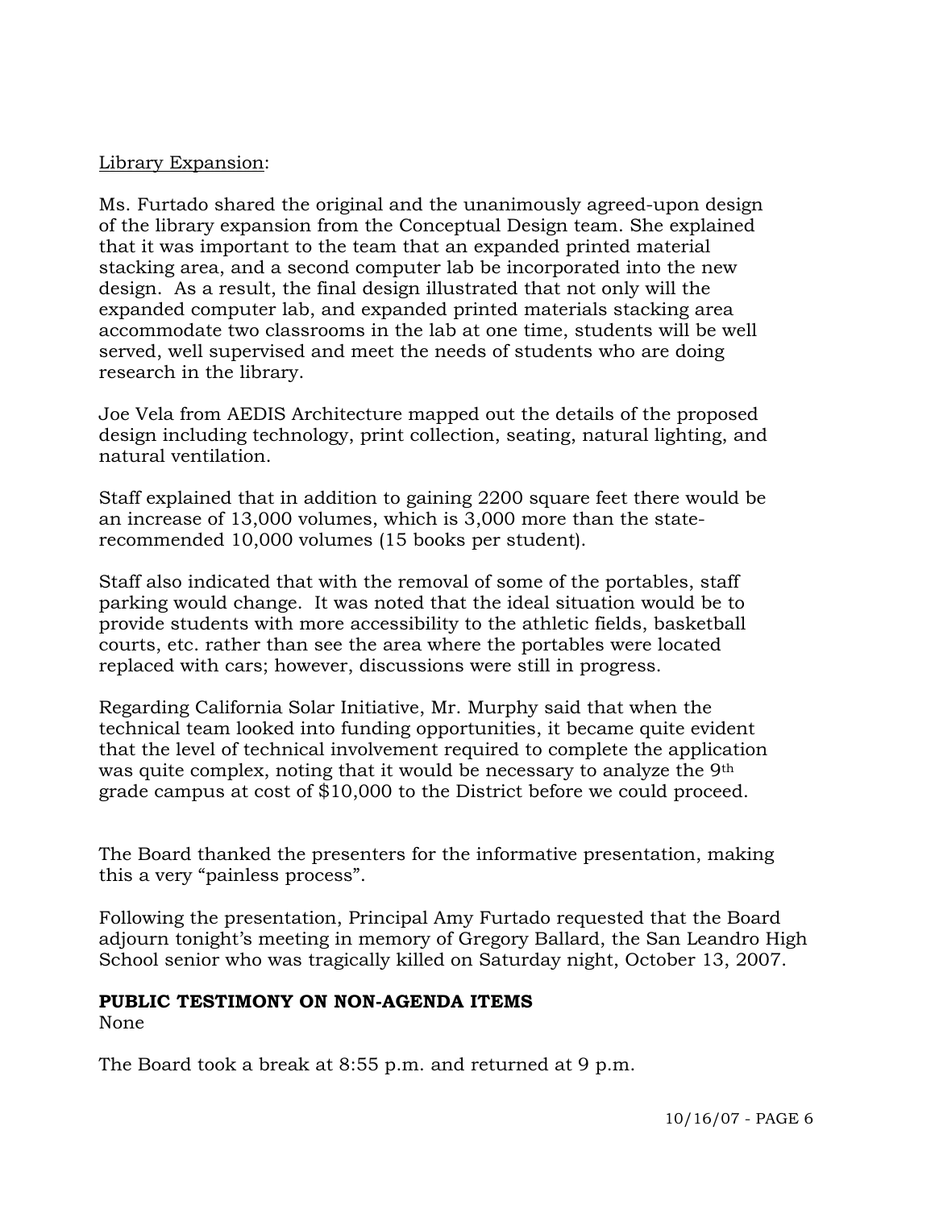Library Expansion:

Ms. Furtado shared the original and the unanimously agreed-upon design of the library expansion from the Conceptual Design team. She explained that it was important to the team that an expanded printed material stacking area, and a second computer lab be incorporated into the new design. As a result, the final design illustrated that not only will the expanded computer lab, and expanded printed materials stacking area accommodate two classrooms in the lab at one time, students will be well served, well supervised and meet the needs of students who are doing research in the library.

Joe Vela from AEDIS Architecture mapped out the details of the proposed design including technology, print collection, seating, natural lighting, and natural ventilation.

Staff explained that in addition to gaining 2200 square feet there would be an increase of 13,000 volumes, which is 3,000 more than the state-recommended 10,000 volumes (15 books per student).

Staff also indicated that with the removal of some of the portables, staff parking would change. It was noted that the ideal situation would be to provide students with more accessibility to the athletic fields, basketball courts, etc. rather than see the area where the portables were located replaced with cars; however, discussions were still in progress.

Regarding California Solar Initiative, Mr. Murphy said that when the technical team looked into funding opportunities, it became quite evident that the level of technical involvement required to complete the application was quite complex, noting that it would be necessary to analyze the 9th grade campus at cost of $10,000 to the District before we could proceed.

The Board thanked the presenters for the informative presentation, making this a very "painless process".

Following the presentation, Principal Amy Furtado requested that the Board adjourn tonight's meeting in memory of Gregory Ballard, the San Leandro High School senior who was tragically killed on Saturday night, October 13, 2007.

**PUBLIC TESTIMONY ON NON-AGENDA ITEMS**

None

The Board took a break at 8:55 p.m. and returned at 9 p.m.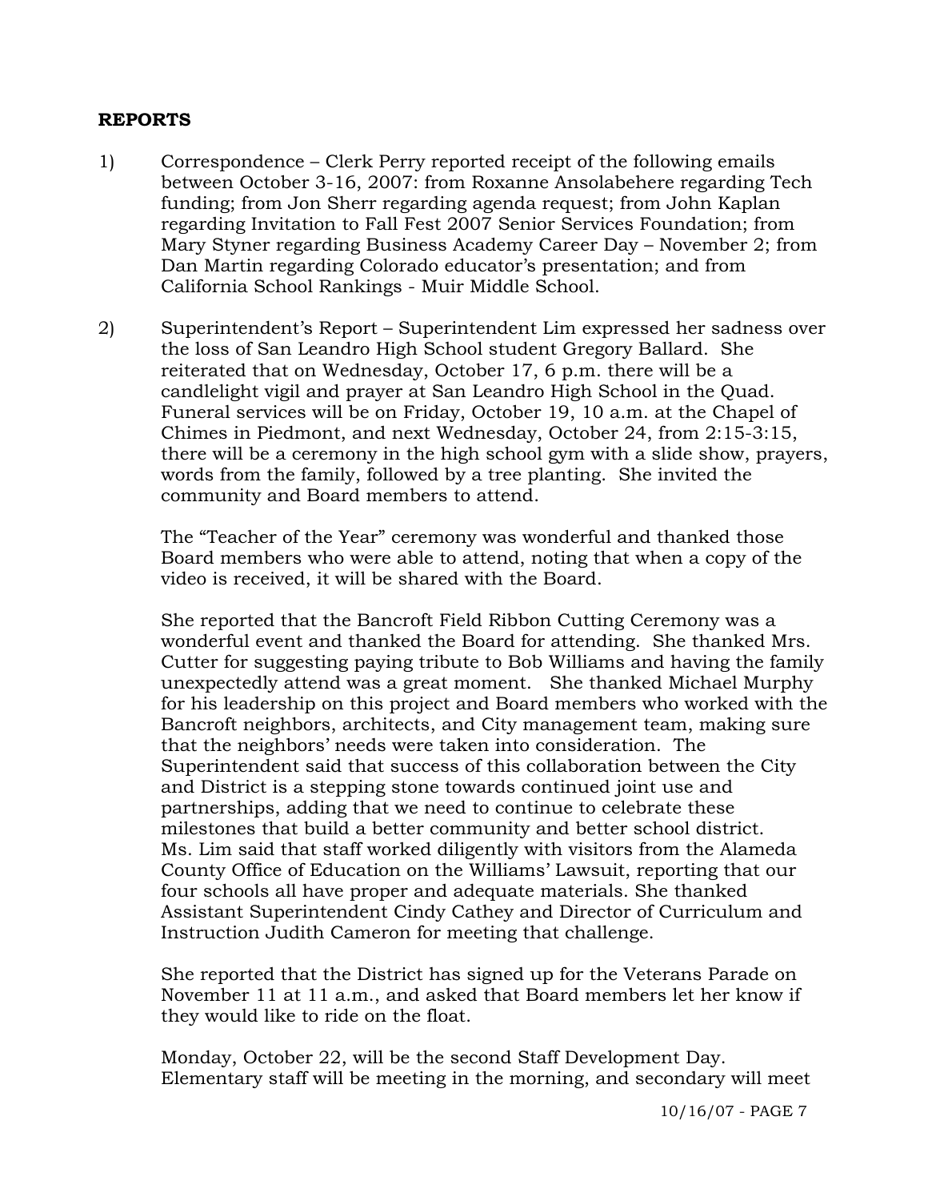## REPORTS

1) Correspondence – Clerk Perry reported receipt of the following emails between October 3-16, 2007: from Roxanne Ansolabehere regarding Tech funding; from Jon Sherr regarding agenda request; from John Kaplan regarding Invitation to Fall Fest 2007 Senior Services Foundation; from Mary Styner regarding Business Academy Career Day – November 2; from Dan Martin regarding Colorado educator's presentation; and from California School Rankings - Muir Middle School.

2) Superintendent's Report – Superintendent Lim expressed her sadness over the loss of San Leandro High School student Gregory Ballard. She reiterated that on Wednesday, October 17, 6 p.m. there will be a candlelight vigil and prayer at San Leandro High School in the Quad. Funeral services will be on Friday, October 19, 10 a.m. at the Chapel of Chimes in Piedmont, and next Wednesday, October 24, from 2:15-3:15, there will be a ceremony in the high school gym with a slide show, prayers, words from the family, followed by a tree planting. She invited the community and Board members to attend.

   The "Teacher of the Year" ceremony was wonderful and thanked those Board members who were able to attend, noting that when a copy of the video is received, it will be shared with the Board.

   She reported that the Bancroft Field Ribbon Cutting Ceremony was a wonderful event and thanked the Board for attending. She thanked Mrs. Cutter for suggesting paying tribute to Bob Williams and having the family unexpectedly attend was a great moment. She thanked Michael Murphy for his leadership on this project and Board members who worked with the Bancroft neighbors, architects, and City management team, making sure that the neighbors' needs were taken into consideration. The Superintendent said that success of this collaboration between the City and District is a stepping stone towards continued joint use and partnerships, adding that we need to continue to celebrate these milestones that build a better community and better school district. Ms. Lim said that staff worked diligently with visitors from the Alameda County Office of Education on the Williams' Lawsuit, reporting that our four schools all have proper and adequate materials. She thanked Assistant Superintendent Cindy Cathey and Director of Curriculum and Instruction Judith Cameron for meeting that challenge.

   She reported that the District has signed up for the Veterans Parade on November 11 at 11 a.m., and asked that Board members let her know if they would like to ride on the float.

   Monday, October 22, will be the second Staff Development Day. Elementary staff will be meeting in the morning, and secondary will meet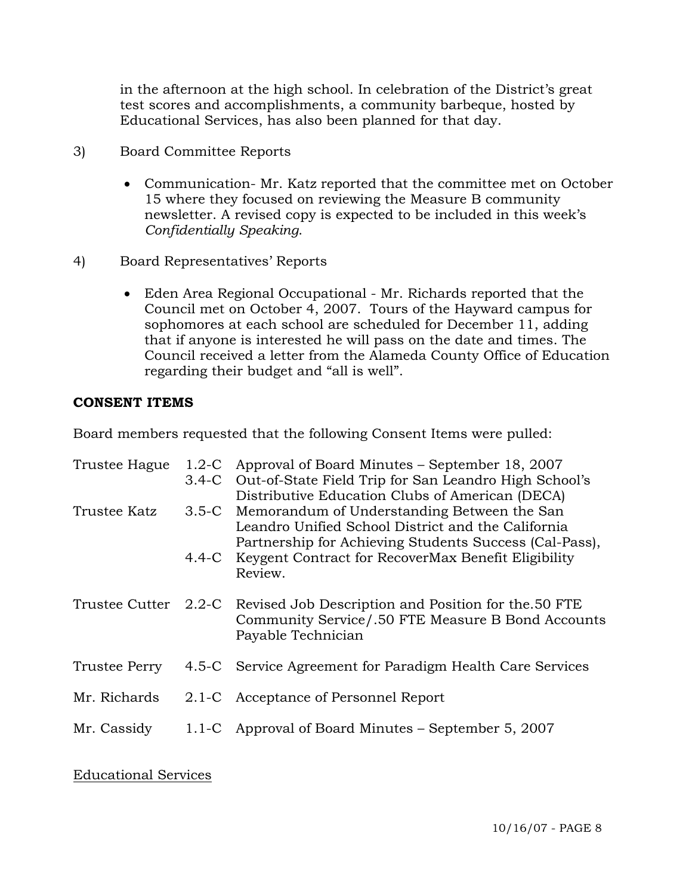in the afternoon at the high school. In celebration of the District's great test scores and accomplishments, a community barbeque, hosted by Educational Services, has also been planned for that day.

3) Board Committee Reports

- Communication- Mr. Katz reported that the committee met on October 15 where they focused on reviewing the Measure B community newsletter. A revised copy is expected to be included in this week's *Confidentially Speaking*.

4) Board Representatives' Reports

- Eden Area Regional Occupational - Mr. Richards reported that the Council met on October 4, 2007. Tours of the Hayward campus for sophomores at each school are scheduled for December 11, adding that if anyone is interested he will pass on the date and times. The Council received a letter from the Alameda County Office of Education regarding their budget and "all is well".

## CONSENT ITEMS

Board members requested that the following Consent Items were pulled:

| | | |
|---|---|---|
| Trustee Hague | 1.2-C | Approval of Board Minutes – September 18, 2007 |
| | 3.4-C | Out-of-State Field Trip for San Leandro High School's Distributive Education Clubs of American (DECA) |
| Trustee Katz | 3.5-C | Memorandum of Understanding Between the San Leandro Unified School District and the California Partnership for Achieving Students Success (Cal-Pass), |
| | 4.4-C | Keygent Contract for RecoverMax Benefit Eligibility Review. |
| Trustee Cutter | 2.2-C | Revised Job Description and Position for the.50 FTE Community Service/.50 FTE Measure B Bond Accounts Payable Technician |
| Trustee Perry | 4.5-C | Service Agreement for Paradigm Health Care Services |
| Mr. Richards | 2.1-C | Acceptance of Personnel Report |
| Mr. Cassidy | 1.1-C | Approval of Board Minutes – September 5, 2007 |

Educational Services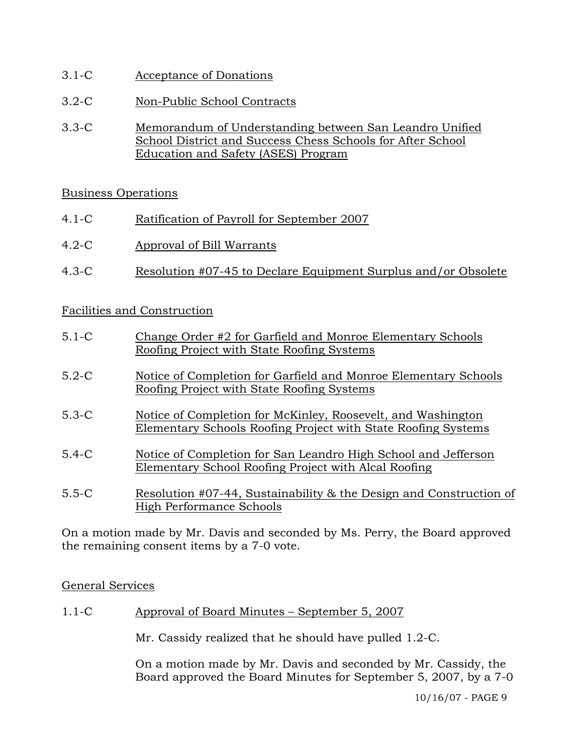3.1-C Acceptance of Donations

3.2-C Non-Public School Contracts

3.3-C Memorandum of Understanding between San Leandro Unified School District and Success Chess Schools for After School Education and Safety (ASES) Program

Business Operations

4.1-C Ratification of Payroll for September 2007

4.2-C Approval of Bill Warrants

4.3-C Resolution #07-45 to Declare Equipment Surplus and/or Obsolete

Facilities and Construction

5.1-C Change Order #2 for Garfield and Monroe Elementary Schools Roofing Project with State Roofing Systems

5.2-C Notice of Completion for Garfield and Monroe Elementary Schools Roofing Project with State Roofing Systems

5.3-C Notice of Completion for McKinley, Roosevelt, and Washington Elementary Schools Roofing Project with State Roofing Systems

5.4-C Notice of Completion for San Leandro High School and Jefferson Elementary School Roofing Project with Alcal Roofing

5.5-C Resolution #07-44, Sustainability & the Design and Construction of High Performance Schools

On a motion made by Mr. Davis and seconded by Ms. Perry, the Board approved the remaining consent items by a 7-0 vote.

General Services

1.1-C Approval of Board Minutes – September 5, 2007

Mr. Cassidy realized that he should have pulled 1.2-C.

On a motion made by Mr. Davis and seconded by Mr. Cassidy, the Board approved the Board Minutes for September 5, 2007, by a 7-0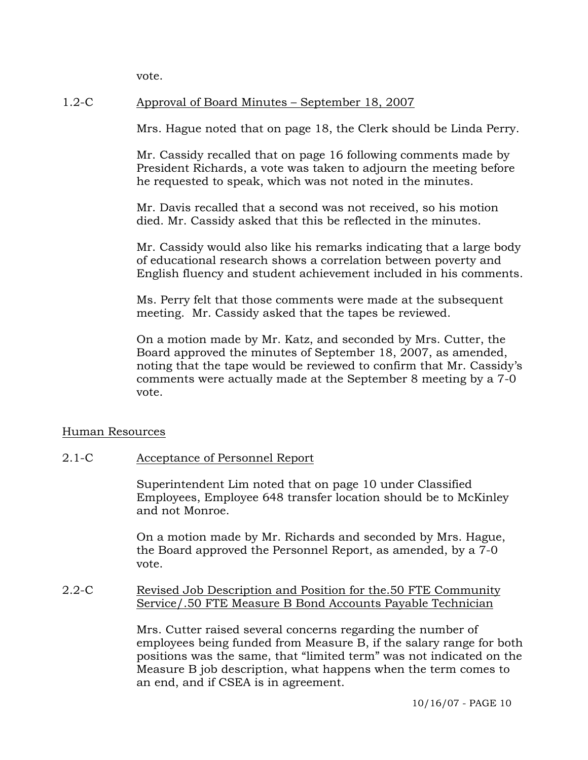vote.

1.2-C Approval of Board Minutes – September 18, 2007

Mrs. Hague noted that on page 18, the Clerk should be Linda Perry.

Mr. Cassidy recalled that on page 16 following comments made by President Richards, a vote was taken to adjourn the meeting before he requested to speak, which was not noted in the minutes.

Mr. Davis recalled that a second was not received, so his motion died. Mr. Cassidy asked that this be reflected in the minutes.

Mr. Cassidy would also like his remarks indicating that a large body of educational research shows a correlation between poverty and English fluency and student achievement included in his comments.

Ms. Perry felt that those comments were made at the subsequent meeting. Mr. Cassidy asked that the tapes be reviewed.

On a motion made by Mr. Katz, and seconded by Mrs. Cutter, the Board approved the minutes of September 18, 2007, as amended, noting that the tape would be reviewed to confirm that Mr. Cassidy's comments were actually made at the September 8 meeting by a 7-0 vote.

Human Resources

2.1-C Acceptance of Personnel Report

Superintendent Lim noted that on page 10 under Classified Employees, Employee 648 transfer location should be to McKinley and not Monroe.

On a motion made by Mr. Richards and seconded by Mrs. Hague, the Board approved the Personnel Report, as amended, by a 7-0 vote.

2.2-C Revised Job Description and Position for the.50 FTE Community Service/.50 FTE Measure B Bond Accounts Payable Technician

Mrs. Cutter raised several concerns regarding the number of employees being funded from Measure B, if the salary range for both positions was the same, that "limited term" was not indicated on the Measure B job description, what happens when the term comes to an end, and if CSEA is in agreement.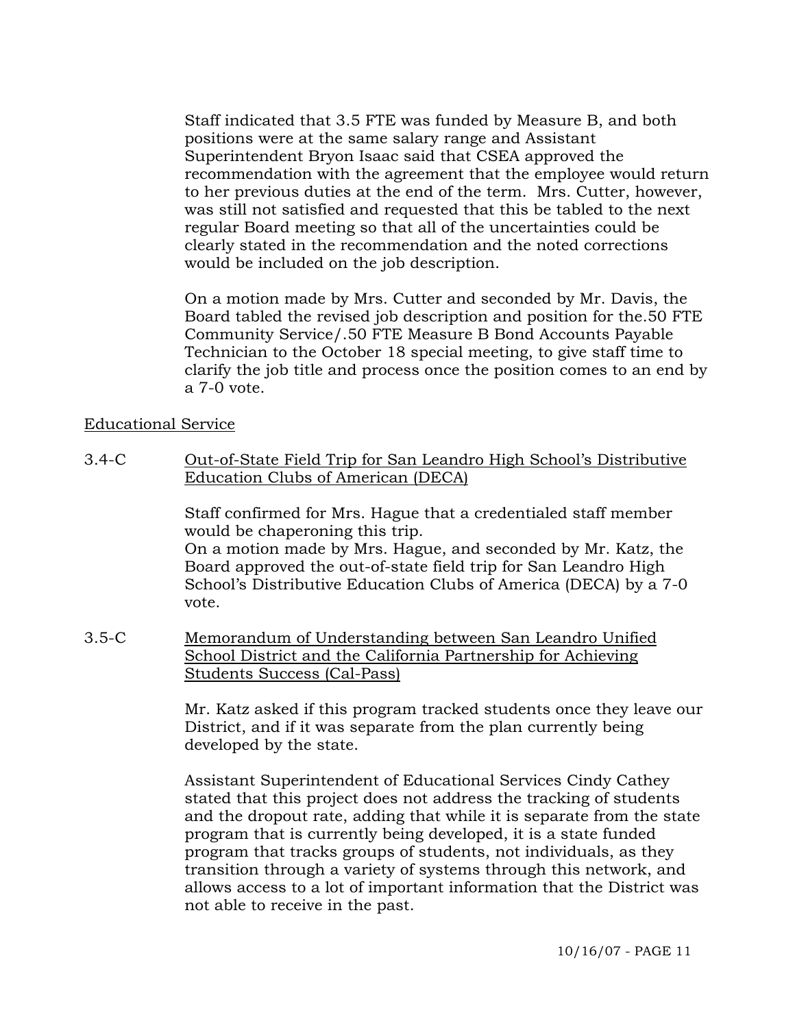Staff indicated that 3.5 FTE was funded by Measure B, and both positions were at the same salary range and Assistant Superintendent Bryon Isaac said that CSEA approved the recommendation with the agreement that the employee would return to her previous duties at the end of the term. Mrs. Cutter, however, was still not satisfied and requested that this be tabled to the next regular Board meeting so that all of the uncertainties could be clearly stated in the recommendation and the noted corrections would be included on the job description.

On a motion made by Mrs. Cutter and seconded by Mr. Davis, the Board tabled the revised job description and position for the.50 FTE Community Service/.50 FTE Measure B Bond Accounts Payable Technician to the October 18 special meeting, to give staff time to clarify the job title and process once the position comes to an end by a 7-0 vote.

<u>Educational Service</u>

3.4-C <u>Out-of-State Field Trip for San Leandro High School's Distributive Education Clubs of American (DECA)</u>

Staff confirmed for Mrs. Hague that a credentialed staff member would be chaperoning this trip.
On a motion made by Mrs. Hague, and seconded by Mr. Katz, the Board approved the out-of-state field trip for San Leandro High School's Distributive Education Clubs of America (DECA) by a 7-0 vote.

3.5-C <u>Memorandum of Understanding between San Leandro Unified School District and the California Partnership for Achieving Students Success (Cal-Pass)</u>

Mr. Katz asked if this program tracked students once they leave our District, and if it was separate from the plan currently being developed by the state.

Assistant Superintendent of Educational Services Cindy Cathey stated that this project does not address the tracking of students and the dropout rate, adding that while it is separate from the state program that is currently being developed, it is a state funded program that tracks groups of students, not individuals, as they transition through a variety of systems through this network, and allows access to a lot of important information that the District was not able to receive in the past.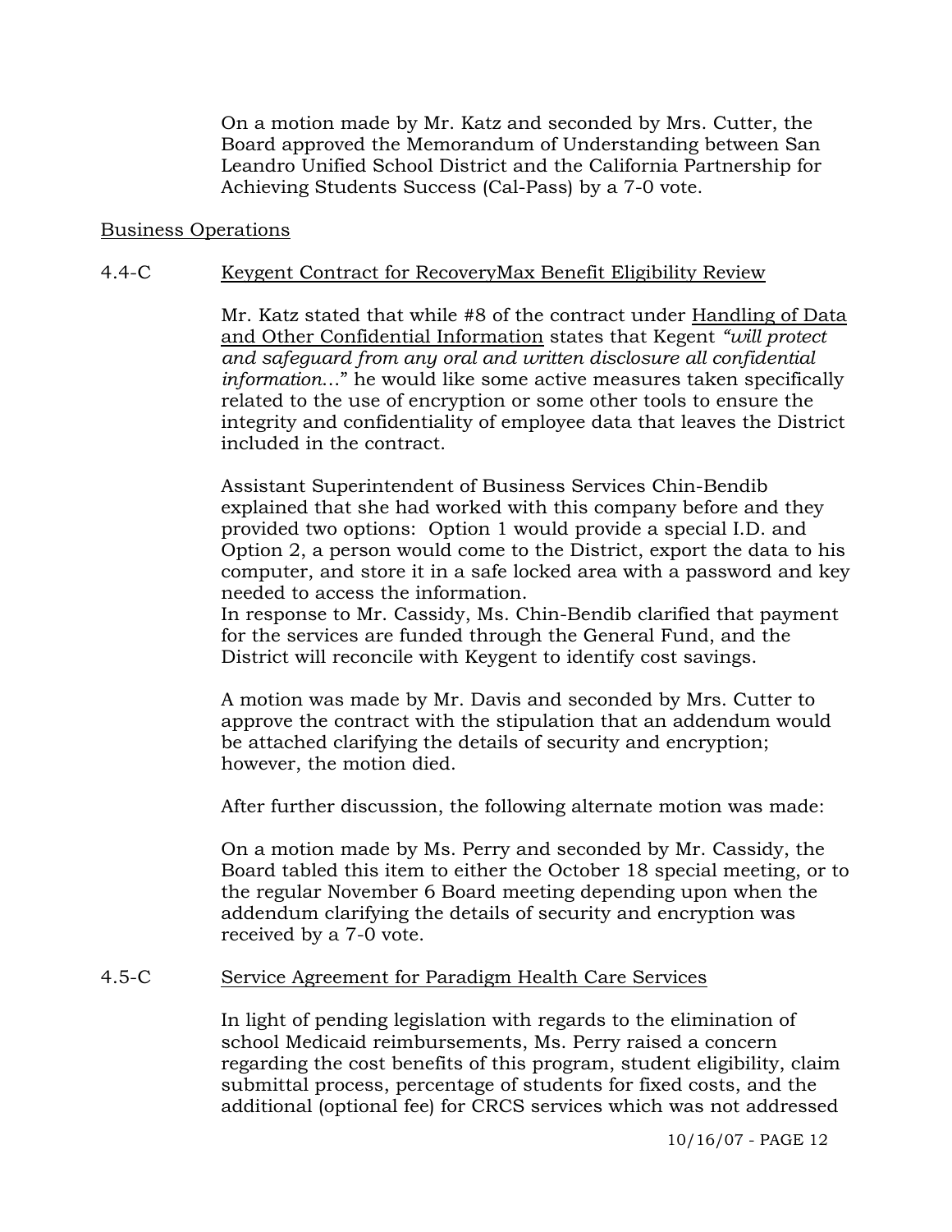On a motion made by Mr. Katz and seconded by Mrs. Cutter, the Board approved the Memorandum of Understanding between San Leandro Unified School District and the California Partnership for Achieving Students Success (Cal-Pass) by a 7-0 vote.

Business Operations

4.4-C Keygent Contract for RecoveryMax Benefit Eligibility Review

Mr. Katz stated that while #8 of the contract under Handling of Data and Other Confidential Information states that Kegent *"will protect and safeguard from any oral and written disclosure all confidential information…*" he would like some active measures taken specifically related to the use of encryption or some other tools to ensure the integrity and confidentiality of employee data that leaves the District included in the contract.

Assistant Superintendent of Business Services Chin-Bendib explained that she had worked with this company before and they provided two options: Option 1 would provide a special I.D. and Option 2, a person would come to the District, export the data to his computer, and store it in a safe locked area with a password and key needed to access the information.

In response to Mr. Cassidy, Ms. Chin-Bendib clarified that payment for the services are funded through the General Fund, and the District will reconcile with Keygent to identify cost savings.

A motion was made by Mr. Davis and seconded by Mrs. Cutter to approve the contract with the stipulation that an addendum would be attached clarifying the details of security and encryption; however, the motion died.

After further discussion, the following alternate motion was made:

On a motion made by Ms. Perry and seconded by Mr. Cassidy, the Board tabled this item to either the October 18 special meeting, or to the regular November 6 Board meeting depending upon when the addendum clarifying the details of security and encryption was received by a 7-0 vote.

4.5-C Service Agreement for Paradigm Health Care Services

In light of pending legislation with regards to the elimination of school Medicaid reimbursements, Ms. Perry raised a concern regarding the cost benefits of this program, student eligibility, claim submittal process, percentage of students for fixed costs, and the additional (optional fee) for CRCS services which was not addressed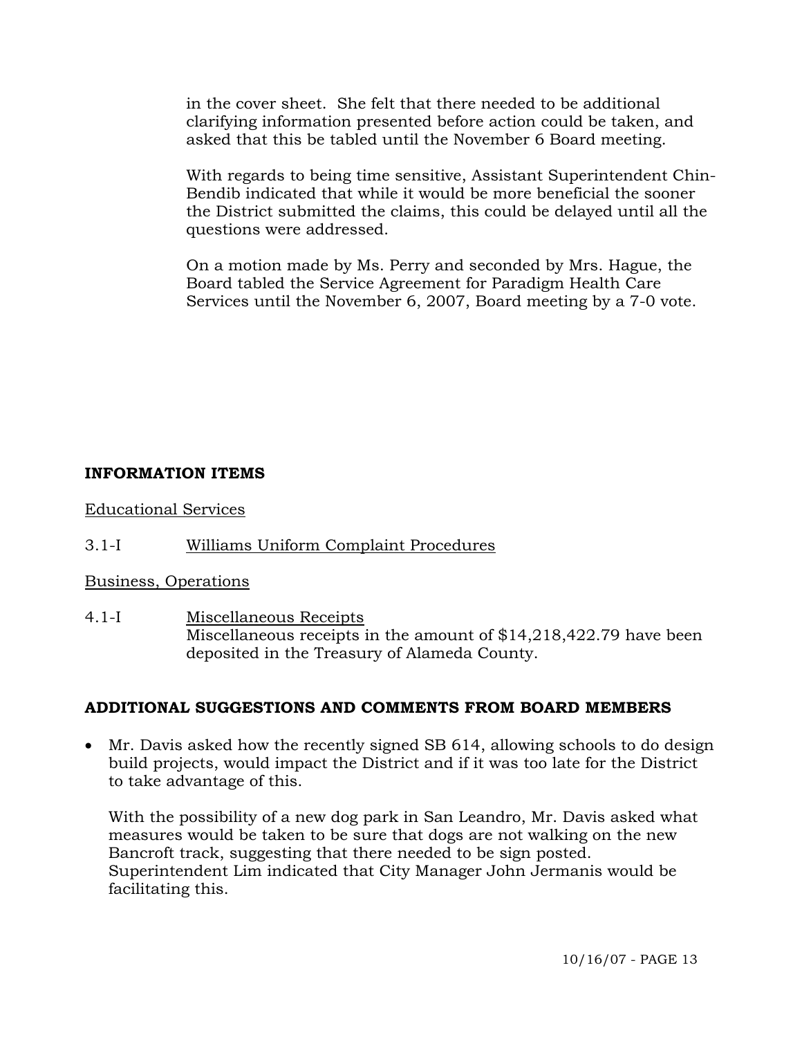in the cover sheet. She felt that there needed to be additional clarifying information presented before action could be taken, and asked that this be tabled until the November 6 Board meeting.

With regards to being time sensitive, Assistant Superintendent Chin-Bendib indicated that while it would be more beneficial the sooner the District submitted the claims, this could be delayed until all the questions were addressed.

On a motion made by Ms. Perry and seconded by Mrs. Hague, the Board tabled the Service Agreement for Paradigm Health Care Services until the November 6, 2007, Board meeting by a 7-0 vote.

## INFORMATION ITEMS

Educational Services

3.1-I Williams Uniform Complaint Procedures

Business, Operations

4.1-I Miscellaneous Receipts
Miscellaneous receipts in the amount of $14,218,422.79 have been deposited in the Treasury of Alameda County.

## ADDITIONAL SUGGESTIONS AND COMMENTS FROM BOARD MEMBERS

- Mr. Davis asked how the recently signed SB 614, allowing schools to do design build projects, would impact the District and if it was too late for the District to take advantage of this.

  With the possibility of a new dog park in San Leandro, Mr. Davis asked what measures would be taken to be sure that dogs are not walking on the new Bancroft track, suggesting that there needed to be sign posted. Superintendent Lim indicated that City Manager John Jermanis would be facilitating this.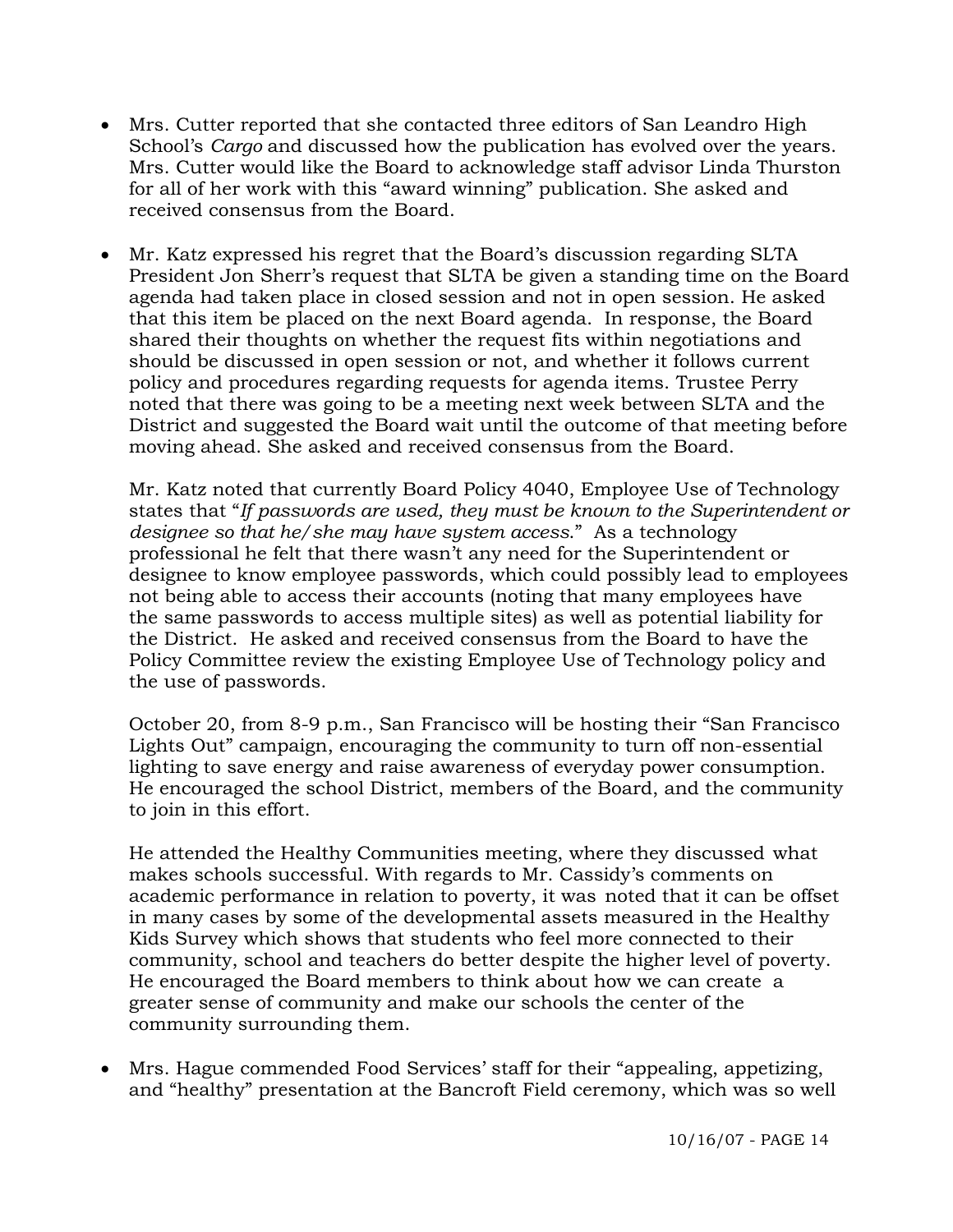- Mrs. Cutter reported that she contacted three editors of San Leandro High School's *Cargo* and discussed how the publication has evolved over the years. Mrs. Cutter would like the Board to acknowledge staff advisor Linda Thurston for all of her work with this "award winning" publication. She asked and received consensus from the Board.

- Mr. Katz expressed his regret that the Board's discussion regarding SLTA President Jon Sherr's request that SLTA be given a standing time on the Board agenda had taken place in closed session and not in open session. He asked that this item be placed on the next Board agenda. In response, the Board shared their thoughts on whether the request fits within negotiations and should be discussed in open session or not, and whether it follows current policy and procedures regarding requests for agenda items. Trustee Perry noted that there was going to be a meeting next week between SLTA and the District and suggested the Board wait until the outcome of that meeting before moving ahead. She asked and received consensus from the Board.

  Mr. Katz noted that currently Board Policy 4040, Employee Use of Technology states that "*If passwords are used, they must be known to the Superintendent or designee so that he/she may have system access.*" As a technology professional he felt that there wasn't any need for the Superintendent or designee to know employee passwords, which could possibly lead to employees not being able to access their accounts (noting that many employees have the same passwords to access multiple sites) as well as potential liability for the District. He asked and received consensus from the Board to have the Policy Committee review the existing Employee Use of Technology policy and the use of passwords.

  October 20, from 8-9 p.m., San Francisco will be hosting their "San Francisco Lights Out" campaign, encouraging the community to turn off non-essential lighting to save energy and raise awareness of everyday power consumption. He encouraged the school District, members of the Board, and the community to join in this effort.

  He attended the Healthy Communities meeting, where they discussed what makes schools successful. With regards to Mr. Cassidy's comments on academic performance in relation to poverty, it was noted that it can be offset in many cases by some of the developmental assets measured in the Healthy Kids Survey which shows that students who feel more connected to their community, school and teachers do better despite the higher level of poverty. He encouraged the Board members to think about how we can create a greater sense of community and make our schools the center of the community surrounding them.

- Mrs. Hague commended Food Services' staff for their "appealing, appetizing, and "healthy" presentation at the Bancroft Field ceremony, which was so well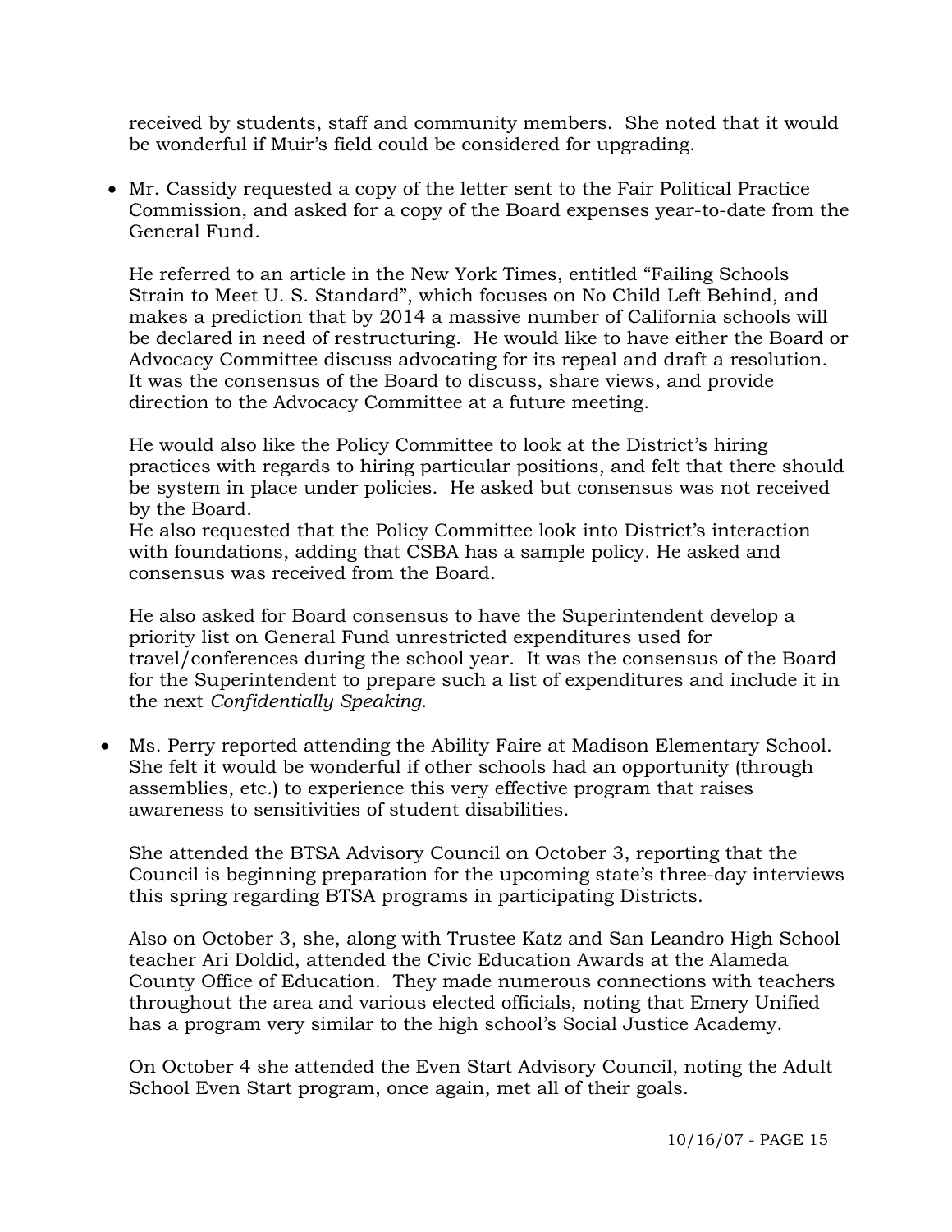received by students, staff and community members. She noted that it would be wonderful if Muir's field could be considered for upgrading.

- Mr. Cassidy requested a copy of the letter sent to the Fair Political Practice Commission, and asked for a copy of the Board expenses year-to-date from the General Fund.

  He referred to an article in the New York Times, entitled "Failing Schools Strain to Meet U. S. Standard", which focuses on No Child Left Behind, and makes a prediction that by 2014 a massive number of California schools will be declared in need of restructuring. He would like to have either the Board or Advocacy Committee discuss advocating for its repeal and draft a resolution. It was the consensus of the Board to discuss, share views, and provide direction to the Advocacy Committee at a future meeting.

  He would also like the Policy Committee to look at the District's hiring practices with regards to hiring particular positions, and felt that there should be system in place under policies. He asked but consensus was not received by the Board.
  He also requested that the Policy Committee look into District's interaction with foundations, adding that CSBA has a sample policy. He asked and consensus was received from the Board.

  He also asked for Board consensus to have the Superintendent develop a priority list on General Fund unrestricted expenditures used for travel/conferences during the school year. It was the consensus of the Board for the Superintendent to prepare such a list of expenditures and include it in the next *Confidentially Speaking*.

- Ms. Perry reported attending the Ability Faire at Madison Elementary School. She felt it would be wonderful if other schools had an opportunity (through assemblies, etc.) to experience this very effective program that raises awareness to sensitivities of student disabilities.

  She attended the BTSA Advisory Council on October 3, reporting that the Council is beginning preparation for the upcoming state's three-day interviews this spring regarding BTSA programs in participating Districts.

  Also on October 3, she, along with Trustee Katz and San Leandro High School teacher Ari Doldid, attended the Civic Education Awards at the Alameda County Office of Education. They made numerous connections with teachers throughout the area and various elected officials, noting that Emery Unified has a program very similar to the high school's Social Justice Academy.

  On October 4 she attended the Even Start Advisory Council, noting the Adult School Even Start program, once again, met all of their goals.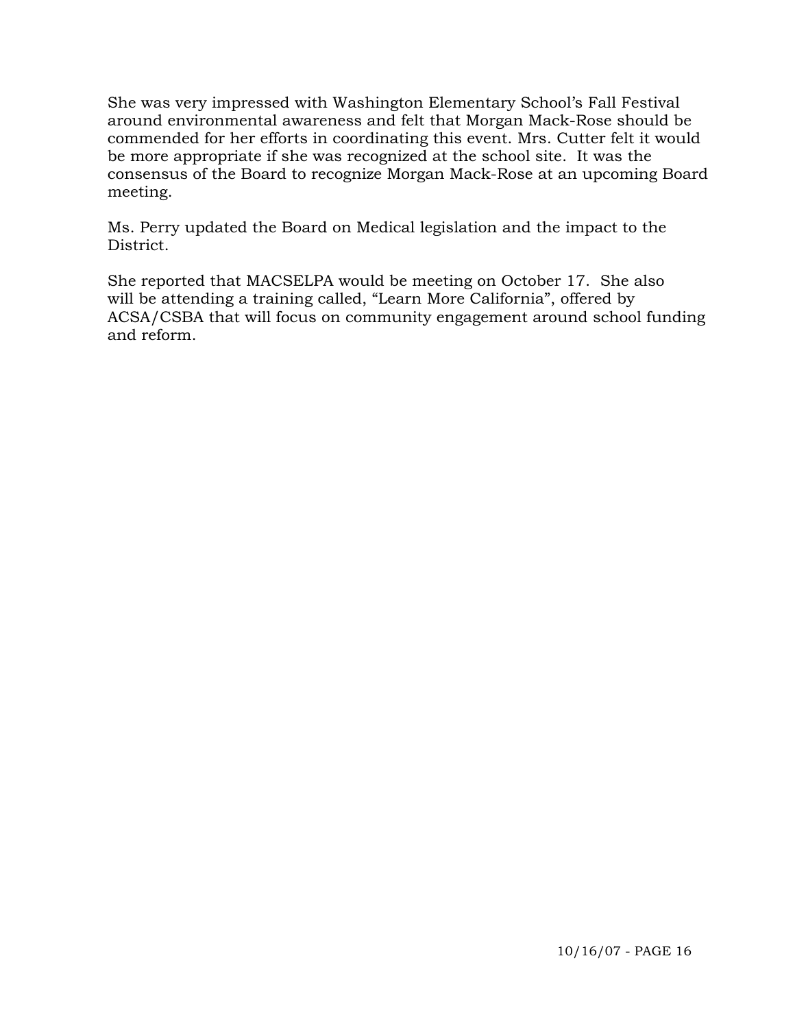She was very impressed with Washington Elementary School's Fall Festival around environmental awareness and felt that Morgan Mack-Rose should be commended for her efforts in coordinating this event. Mrs. Cutter felt it would be more appropriate if she was recognized at the school site. It was the consensus of the Board to recognize Morgan Mack-Rose at an upcoming Board meeting.

Ms. Perry updated the Board on Medical legislation and the impact to the District.

She reported that MACSELPA would be meeting on October 17. She also will be attending a training called, "Learn More California", offered by ACSA/CSBA that will focus on community engagement around school funding and reform.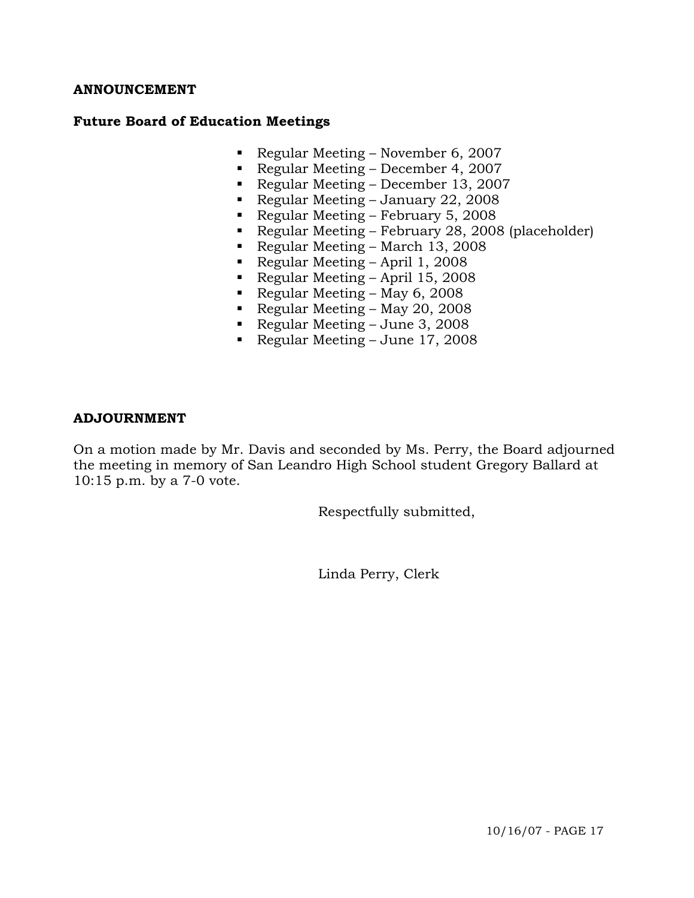## ANNOUNCEMENT

### Future Board of Education Meetings

- Regular Meeting – November 6, 2007
- Regular Meeting – December 4, 2007
- Regular Meeting – December 13, 2007
- Regular Meeting – January 22, 2008
- Regular Meeting – February 5, 2008
- Regular Meeting – February 28, 2008 (placeholder)
- Regular Meeting – March 13, 2008
- Regular Meeting – April 1, 2008
- Regular Meeting – April 15, 2008
- Regular Meeting – May 6, 2008
- Regular Meeting – May 20, 2008
- Regular Meeting – June 3, 2008
- Regular Meeting – June 17, 2008

## ADJOURNMENT

On a motion made by Mr. Davis and seconded by Ms. Perry, the Board adjourned the meeting in memory of San Leandro High School student Gregory Ballard at 10:15 p.m. by a 7-0 vote.

Respectfully submitted,

Linda Perry, Clerk